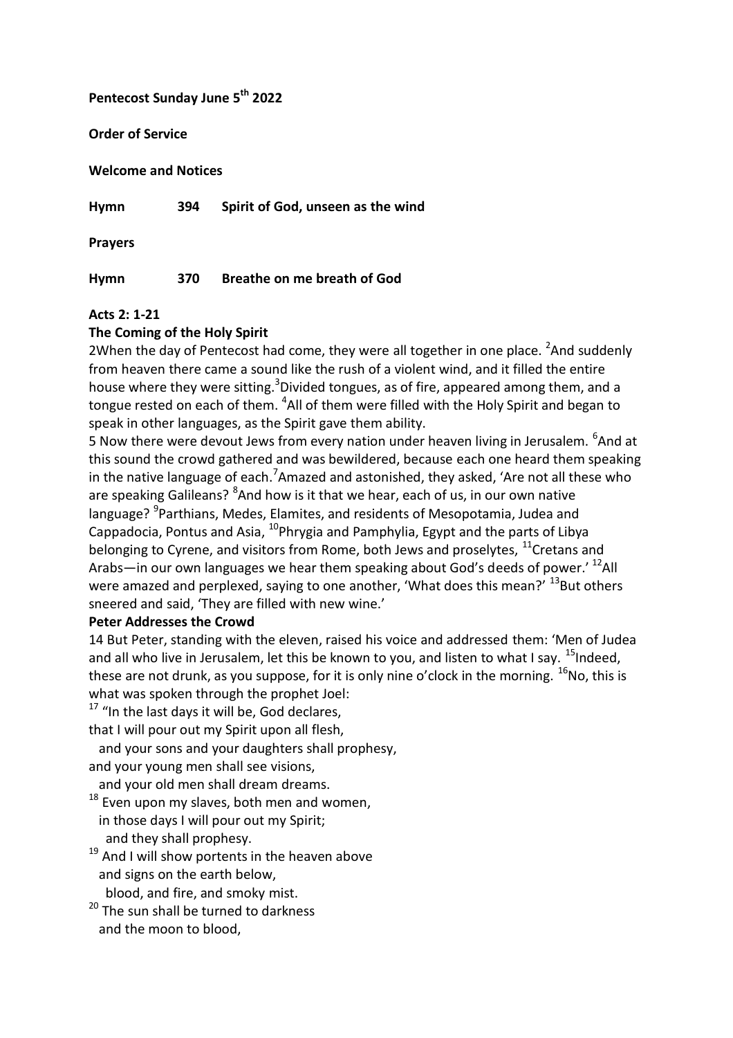**Pentecost Sunday June 5th 2022**

**Order of Service**

**Welcome and Notices**

**Hymn 394 Spirit of God, unseen as the wind**

**Prayers**

**Hymn 370 Breathe on me breath of God**

**Acts 2: 1-21**

**The Coming of the Holy Spirit**

2When the day of Pentecost had come, they were all together in one place. [2]And suddenly from heaven there came a sound like the rush of a violent wind, and it filled the entire house where they were sitting.[3]Divided tongues, as of fire, appeared among them, and a tongue rested on each of them. [4]All of them were filled with the Holy Spirit and began to speak in other languages, as the Spirit gave them ability.

5 Now there were devout Jews from every nation under heaven living in Jerusalem. [6]And at this sound the crowd gathered and was bewildered, because each one heard them speaking in the native language of each.[7]Amazed and astonished, they asked, 'Are not all these who are speaking Galileans? [8]And how is it that we hear, each of us, in our own native language? [9]Parthians, Medes, Elamites, and residents of Mesopotamia, Judea and Cappadocia, Pontus and Asia, [10]Phrygia and Pamphylia, Egypt and the parts of Libya belonging to Cyrene, and visitors from Rome, both Jews and proselytes, [11]Cretans and Arabs—in our own languages we hear them speaking about God's deeds of power.' [12]All were amazed and perplexed, saying to one another, 'What does this mean?' [13]But others sneered and said, 'They are filled with new wine.'

**Peter Addresses the Crowd**

14 But Peter, standing with the eleven, raised his voice and addressed them: 'Men of Judea and all who live in Jerusalem, let this be known to you, and listen to what I say. [15]Indeed, these are not drunk, as you suppose, for it is only nine o'clock in the morning. [16]No, this is what was spoken through the prophet Joel:

[17] "In the last days it will be, God declares,
that I will pour out my Spirit upon all flesh,
 and your sons and your daughters shall prophesy,
and your young men shall see visions,
 and your old men shall dream dreams.
[18] Even upon my slaves, both men and women,
 in those days I will pour out my Spirit;
 and they shall prophesy.
[19] And I will show portents in the heaven above
 and signs on the earth below,
 blood, and fire, and smoky mist.
[20] The sun shall be turned to darkness
 and the moon to blood,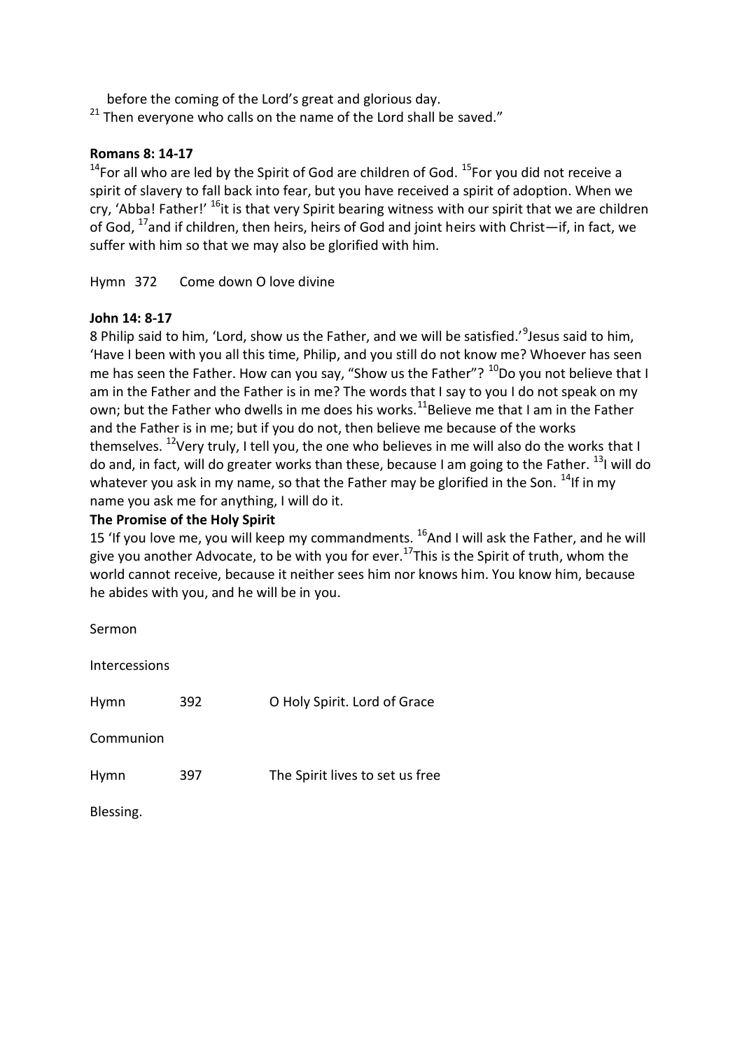before the coming of the Lord's great and glorious day.

[21] Then everyone who calls on the name of the Lord shall be saved."

**Romans 8: 14-17**

[14]For all who are led by the Spirit of God are children of God. [15]For you did not receive a spirit of slavery to fall back into fear, but you have received a spirit of adoption. When we cry, 'Abba! Father!' [16]it is that very Spirit bearing witness with our spirit that we are children of God, [17]and if children, then heirs, heirs of God and joint heirs with Christ—if, in fact, we suffer with him so that we may also be glorified with him.

Hymn 372 Come down O love divine

**John 14: 8-17**

8 Philip said to him, 'Lord, show us the Father, and we will be satisfied.'[9]Jesus said to him, 'Have I been with you all this time, Philip, and you still do not know me? Whoever has seen me has seen the Father. How can you say, "Show us the Father"? [10]Do you not believe that I am in the Father and the Father is in me? The words that I say to you I do not speak on my own; but the Father who dwells in me does his works.[11]Believe me that I am in the Father and the Father is in me; but if you do not, then believe me because of the works themselves. [12]Very truly, I tell you, the one who believes in me will also do the works that I do and, in fact, will do greater works than these, because I am going to the Father. [13]I will do whatever you ask in my name, so that the Father may be glorified in the Son. [14]If in my name you ask me for anything, I will do it.

**The Promise of the Holy Spirit**

15 'If you love me, you will keep my commandments. [16]And I will ask the Father, and he will give you another Advocate, to be with you for ever.[17]This is the Spirit of truth, whom the world cannot receive, because it neither sees him nor knows him. You know him, because he abides with you, and he will be in you.

Sermon

Intercessions

Hymn 392 O Holy Spirit. Lord of Grace

Communion

Hymn 397 The Spirit lives to set us free

Blessing.